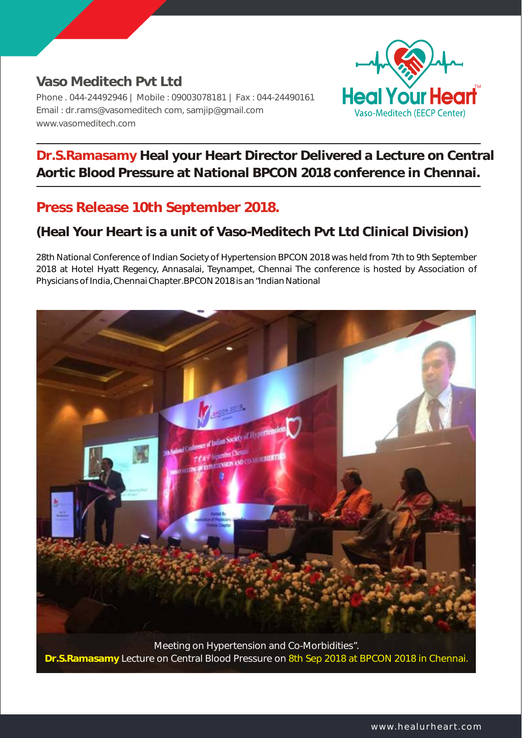# Vaso Meditech Pvt Ltd

Phone . 044-24492946 | Mobile : 09003078181 | Fax : 044-24490161
Email : dr.rams@vasomeditech com, samjip@gmail.com
www.vasomeditech.com

Heal Your Heart™
Vaso-Meditech (EECP Center)

## Dr.S.Ramasamy Heal your Heart Director Delivered a Lecture on Central Aortic Blood Pressure at National BPCON 2018 conference in Chennai.

## Press Release 10th September 2018.

### (Heal Your Heart is a unit of Vaso-Meditech Pvt Ltd Clinical Division)

28th National Conference of Indian Society of Hypertension BPCON 2018 was held from 7th to 9th September 2018 at Hotel Hyatt Regency, Annasalai, Teynampet, Chennai The conference is hosted by Association of Physicians of India, Chennai Chapter.BPCON 2018 is an "Indian National

Meeting on Hypertension and Co-Morbidities".

**Dr.S.Ramasamy** Lecture on Central Blood Pressure on 8th Sep 2018 at BPCON 2018 in Chennai.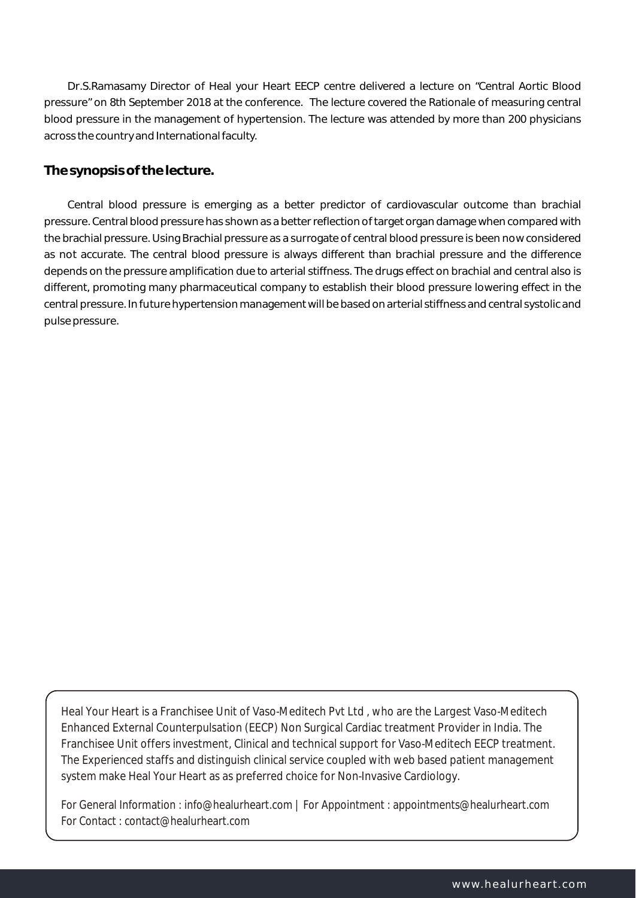Dr.S.Ramasamy Director of Heal your Heart EECP centre delivered a lecture on "Central Aortic Blood pressure" on 8th September 2018 at the conference. The lecture covered the Rationale of measuring central blood pressure in the management of hypertension. The lecture was attended by more than 200 physicians across the country and International faculty.

## The synopsis of the lecture.

Central blood pressure is emerging as a better predictor of cardiovascular outcome than brachial pressure. Central blood pressure has shown as a better reflection of target organ damage when compared with the brachial pressure. Using Brachial pressure as a surrogate of central blood pressure is been now considered as not accurate. The central blood pressure is always different than brachial pressure and the difference depends on the pressure amplification due to arterial stiffness. The drugs effect on brachial and central also is different, promoting many pharmaceutical company to establish their blood pressure lowering effect in the central pressure. In future hypertension management will be based on arterial stiffness and central systolic and pulse pressure.

Heal Your Heart is a Franchisee Unit of Vaso-Meditech Pvt Ltd , who are the Largest Vaso-Meditech Enhanced External Counterpulsation (EECP) Non Surgical Cardiac treatment Provider in India. The Franchisee Unit offers investment, Clinical and technical support for Vaso-Meditech EECP treatment. The Experienced staffs and distinguish clinical service coupled with web based patient management system make Heal Your Heart as as preferred choice for Non-Invasive Cardiology.

For General Information : info@healurheart.com | For Appointment : appointments@healurheart.com
For Contact : contact@healurheart.com

www.healurheart.com